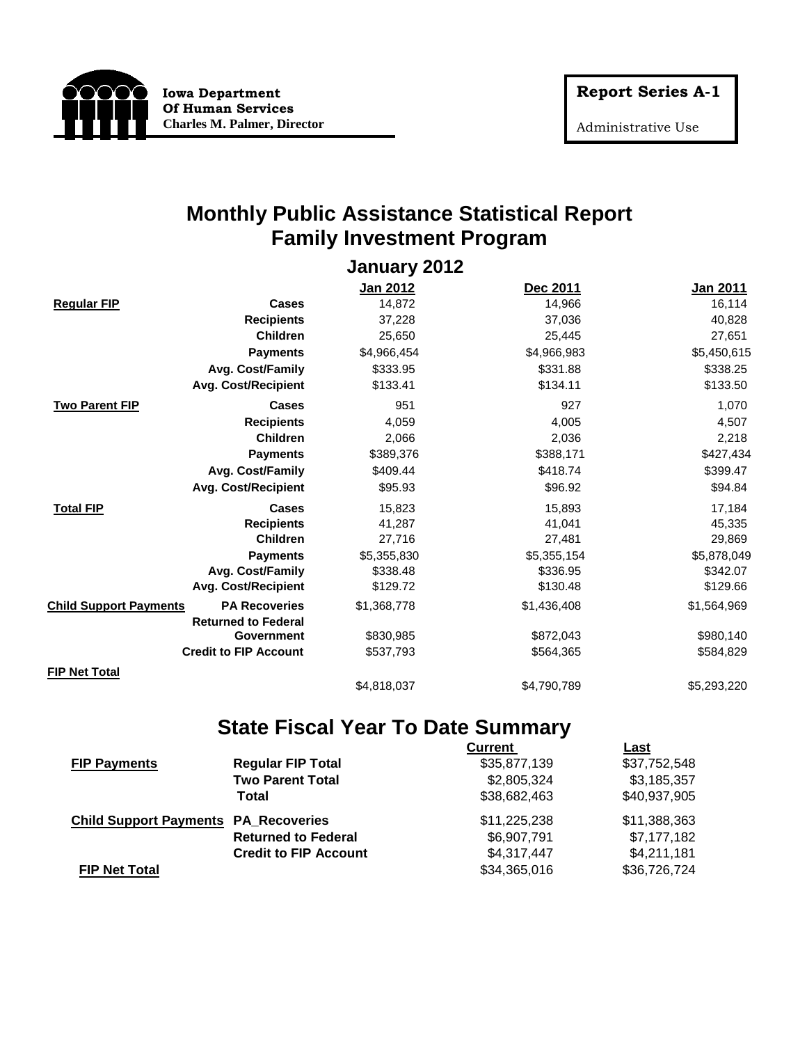**Iowa Department**
**Of Human Services**
**Charles M. Palmer, Director**

**Report Series A-1**

Administrative Use

# Monthly Public Assistance Statistical Report
# Family Investment Program

## January 2012

| | | Jan 2012 | Dec 2011 | Jan 2011 |
|---|---|---|---|---|
| **Regular FIP** | **Cases** | 14,872 | 14,966 | 16,114 |
| | **Recipients** | 37,228 | 37,036 | 40,828 |
| | **Children** | 25,650 | 25,445 | 27,651 |
| | **Payments** | $4,966,454 | $4,966,983 | $5,450,615 |
| | **Avg. Cost/Family** | $333.95 | $331.88 | $338.25 |
| | **Avg. Cost/Recipient** | $133.41 | $134.11 | $133.50 |
| **Two Parent FIP** | **Cases** | 951 | 927 | 1,070 |
| | **Recipients** | 4,059 | 4,005 | 4,507 |
| | **Children** | 2,066 | 2,036 | 2,218 |
| | **Payments** | $389,376 | $388,171 | $427,434 |
| | **Avg. Cost/Family** | $409.44 | $418.74 | $399.47 |
| | **Avg. Cost/Recipient** | $95.93 | $96.92 | $94.84 |
| **Total FIP** | **Cases** | 15,823 | 15,893 | 17,184 |
| | **Recipients** | 41,287 | 41,041 | 45,335 |
| | **Children** | 27,716 | 27,481 | 29,869 |
| | **Payments** | $5,355,830 | $5,355,154 | $5,878,049 |
| | **Avg. Cost/Family** | $338.48 | $336.95 | $342.07 |
| | **Avg. Cost/Recipient** | $129.72 | $130.48 | $129.66 |
| **Child Support Payments** | **PA Recoveries** | $1,368,778 | $1,436,408 | $1,564,969 |
| | **Returned to Federal Government** | $830,985 | $872,043 | $980,140 |
| | **Credit to FIP Account** | $537,793 | $564,365 | $584,829 |
| **FIP Net Total** | | $4,818,037 | $4,790,789 | $5,293,220 |

# State Fiscal Year To Date Summary

| | | Current | Last |
|---|---|---|---|
| **FIP Payments** | **Regular FIP Total** | $35,877,139 | $37,752,548 |
| | **Two Parent Total** | $2,805,324 | $3,185,357 |
| | **Total** | $38,682,463 | $40,937,905 |
| **Child Support Payments** | **PA_Recoveries** | $11,225,238 | $11,388,363 |
| | **Returned to Federal** | $6,907,791 | $7,177,182 |
| | **Credit to FIP Account** | $4,317,447 | $4,211,181 |
| **FIP Net Total** | | $34,365,016 | $36,726,724 |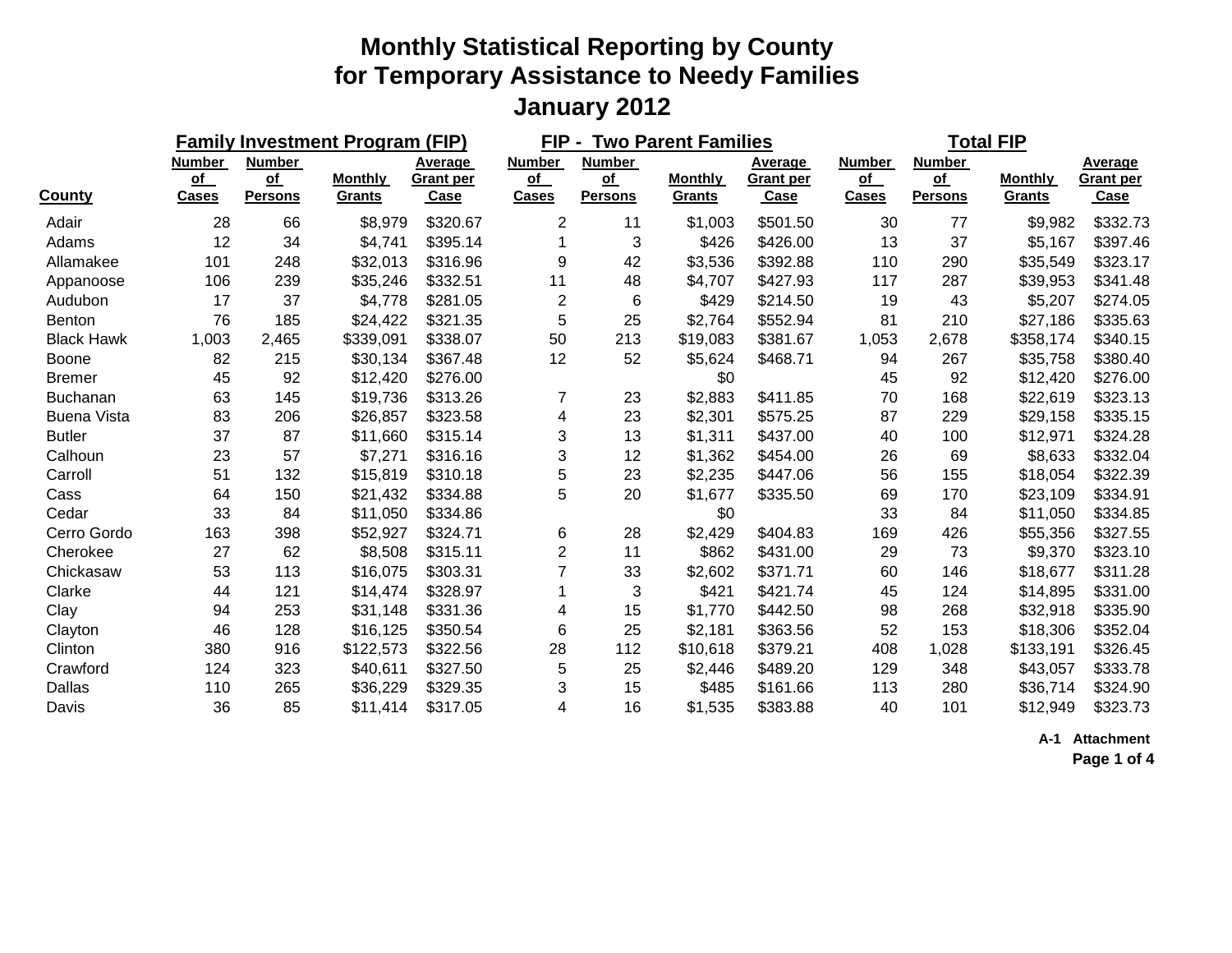# Monthly Statistical Reporting by County
# for Temporary Assistance to Needy Families
# January 2012

| County | Family Investment Program (FIP) | | | | FIP - Two Parent Families | | | | Total FIP | | | |
|---|---|---|---|---|---|---|---|---|---|---|---|---|
| | Number of Cases | Number of Persons | Monthly Grants | Average Grant per Case | Number of Cases | Number of Persons | Monthly Grants | Average Grant per Case | Number of Cases | Number of Persons | Monthly Grants | Average Grant per Case |
| Adair | 28 | 66 | $8,979 | $320.67 | 2 | 11 | $1,003 | $501.50 | 30 | 77 | $9,982 | $332.73 |
| Adams | 12 | 34 | $4,741 | $395.14 | 1 | 3 | $426 | $426.00 | 13 | 37 | $5,167 | $397.46 |
| Allamakee | 101 | 248 | $32,013 | $316.96 | 9 | 42 | $3,536 | $392.88 | 110 | 290 | $35,549 | $323.17 |
| Appanoose | 106 | 239 | $35,246 | $332.51 | 11 | 48 | $4,707 | $427.93 | 117 | 287 | $39,953 | $341.48 |
| Audubon | 17 | 37 | $4,778 | $281.05 | 2 | 6 | $429 | $214.50 | 19 | 43 | $5,207 | $274.05 |
| Benton | 76 | 185 | $24,422 | $321.35 | 5 | 25 | $2,764 | $552.94 | 81 | 210 | $27,186 | $335.63 |
| Black Hawk | 1,003 | 2,465 | $339,091 | $338.07 | 50 | 213 | $19,083 | $381.67 | 1,053 | 2,678 | $358,174 | $340.15 |
| Boone | 82 | 215 | $30,134 | $367.48 | 12 | 52 | $5,624 | $468.71 | 94 | 267 | $35,758 | $380.40 |
| Bremer | 45 | 92 | $12,420 | $276.00 | | | $0 | | 45 | 92 | $12,420 | $276.00 |
| Buchanan | 63 | 145 | $19,736 | $313.26 | 7 | 23 | $2,883 | $411.85 | 70 | 168 | $22,619 | $323.13 |
| Buena Vista | 83 | 206 | $26,857 | $323.58 | 4 | 23 | $2,301 | $575.25 | 87 | 229 | $29,158 | $335.15 |
| Butler | 37 | 87 | $11,660 | $315.14 | 3 | 13 | $1,311 | $437.00 | 40 | 100 | $12,971 | $324.28 |
| Calhoun | 23 | 57 | $7,271 | $316.16 | 3 | 12 | $1,362 | $454.00 | 26 | 69 | $8,633 | $332.04 |
| Carroll | 51 | 132 | $15,819 | $310.18 | 5 | 23 | $2,235 | $447.06 | 56 | 155 | $18,054 | $322.39 |
| Cass | 64 | 150 | $21,432 | $334.88 | 5 | 20 | $1,677 | $335.50 | 69 | 170 | $23,109 | $334.91 |
| Cedar | 33 | 84 | $11,050 | $334.86 | | | $0 | | 33 | 84 | $11,050 | $334.85 |
| Cerro Gordo | 163 | 398 | $52,927 | $324.71 | 6 | 28 | $2,429 | $404.83 | 169 | 426 | $55,356 | $327.55 |
| Cherokee | 27 | 62 | $8,508 | $315.11 | 2 | 11 | $862 | $431.00 | 29 | 73 | $9,370 | $323.10 |
| Chickasaw | 53 | 113 | $16,075 | $303.31 | 7 | 33 | $2,602 | $371.71 | 60 | 146 | $18,677 | $311.28 |
| Clarke | 44 | 121 | $14,474 | $328.97 | 1 | 3 | $421 | $421.74 | 45 | 124 | $14,895 | $331.00 |
| Clay | 94 | 253 | $31,148 | $331.36 | 4 | 15 | $1,770 | $442.50 | 98 | 268 | $32,918 | $335.90 |
| Clayton | 46 | 128 | $16,125 | $350.54 | 6 | 25 | $2,181 | $363.56 | 52 | 153 | $18,306 | $352.04 |
| Clinton | 380 | 916 | $122,573 | $322.56 | 28 | 112 | $10,618 | $379.21 | 408 | 1,028 | $133,191 | $326.45 |
| Crawford | 124 | 323 | $40,611 | $327.50 | 5 | 25 | $2,446 | $489.20 | 129 | 348 | $43,057 | $333.78 |
| Dallas | 110 | 265 | $36,229 | $329.35 | 3 | 15 | $485 | $161.66 | 113 | 280 | $36,714 | $324.90 |
| Davis | 36 | 85 | $11,414 | $317.05 | 4 | 16 | $1,535 | $383.88 | 40 | 101 | $12,949 | $323.73 |

**A-1 Attachment**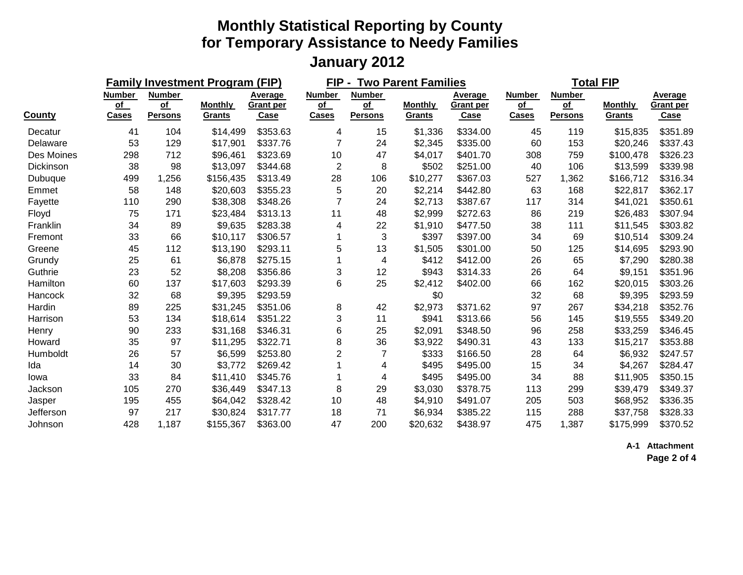# Monthly Statistical Reporting by County for Temporary Assistance to Needy Families

## January 2012

| County | Family Investment Program (FIP) | | | | FIP - Two Parent Families | | | | Total FIP | | | |
|---|---|---|---|---|---|---|---|---|---|---|---|---|
| | Number of Cases | Number of Persons | Monthly Grants | Average Grant per Case | Number of Cases | Number of Persons | Monthly Grants | Average Grant per Case | Number of Cases | Number of Persons | Monthly Grants | Average Grant per Case |
| Decatur | 41 | 104 | $14,499 | $353.63 | 4 | 15 | $1,336 | $334.00 | 45 | 119 | $15,835 | $351.89 |
| Delaware | 53 | 129 | $17,901 | $337.76 | 7 | 24 | $2,345 | $335.00 | 60 | 153 | $20,246 | $337.43 |
| Des Moines | 298 | 712 | $96,461 | $323.69 | 10 | 47 | $4,017 | $401.70 | 308 | 759 | $100,478 | $326.23 |
| Dickinson | 38 | 98 | $13,097 | $344.68 | 2 | 8 | $502 | $251.00 | 40 | 106 | $13,599 | $339.98 |
| Dubuque | 499 | 1,256 | $156,435 | $313.49 | 28 | 106 | $10,277 | $367.03 | 527 | 1,362 | $166,712 | $316.34 |
| Emmet | 58 | 148 | $20,603 | $355.23 | 5 | 20 | $2,214 | $442.80 | 63 | 168 | $22,817 | $362.17 |
| Fayette | 110 | 290 | $38,308 | $348.26 | 7 | 24 | $2,713 | $387.67 | 117 | 314 | $41,021 | $350.61 |
| Floyd | 75 | 171 | $23,484 | $313.13 | 11 | 48 | $2,999 | $272.63 | 86 | 219 | $26,483 | $307.94 |
| Franklin | 34 | 89 | $9,635 | $283.38 | 4 | 22 | $1,910 | $477.50 | 38 | 111 | $11,545 | $303.82 |
| Fremont | 33 | 66 | $10,117 | $306.57 | 1 | 3 | $397 | $397.00 | 34 | 69 | $10,514 | $309.24 |
| Greene | 45 | 112 | $13,190 | $293.11 | 5 | 13 | $1,505 | $301.00 | 50 | 125 | $14,695 | $293.90 |
| Grundy | 25 | 61 | $6,878 | $275.15 | 1 | 4 | $412 | $412.00 | 26 | 65 | $7,290 | $280.38 |
| Guthrie | 23 | 52 | $8,208 | $356.86 | 3 | 12 | $943 | $314.33 | 26 | 64 | $9,151 | $351.96 |
| Hamilton | 60 | 137 | $17,603 | $293.39 | 6 | 25 | $2,412 | $402.00 | 66 | 162 | $20,015 | $303.26 |
| Hancock | 32 | 68 | $9,395 | $293.59 | | | $0 | | 32 | 68 | $9,395 | $293.59 |
| Hardin | 89 | 225 | $31,245 | $351.06 | 8 | 42 | $2,973 | $371.62 | 97 | 267 | $34,218 | $352.76 |
| Harrison | 53 | 134 | $18,614 | $351.22 | 3 | 11 | $941 | $313.66 | 56 | 145 | $19,555 | $349.20 |
| Henry | 90 | 233 | $31,168 | $346.31 | 6 | 25 | $2,091 | $348.50 | 96 | 258 | $33,259 | $346.45 |
| Howard | 35 | 97 | $11,295 | $322.71 | 8 | 36 | $3,922 | $490.31 | 43 | 133 | $15,217 | $353.88 |
| Humboldt | 26 | 57 | $6,599 | $253.80 | 2 | 7 | $333 | $166.50 | 28 | 64 | $6,932 | $247.57 |
| Ida | 14 | 30 | $3,772 | $269.42 | 1 | 4 | $495 | $495.00 | 15 | 34 | $4,267 | $284.47 |
| Iowa | 33 | 84 | $11,410 | $345.76 | 1 | 4 | $495 | $495.00 | 34 | 88 | $11,905 | $350.15 |
| Jackson | 105 | 270 | $36,449 | $347.13 | 8 | 29 | $3,030 | $378.75 | 113 | 299 | $39,479 | $349.37 |
| Jasper | 195 | 455 | $64,042 | $328.42 | 10 | 48 | $4,910 | $491.07 | 205 | 503 | $68,952 | $336.35 |
| Jefferson | 97 | 217 | $30,824 | $317.77 | 18 | 71 | $6,934 | $385.22 | 115 | 288 | $37,758 | $328.33 |
| Johnson | 428 | 1,187 | $155,367 | $363.00 | 47 | 200 | $20,632 | $438.97 | 475 | 1,387 | $175,999 | $370.52 |

**A-1 Attachment**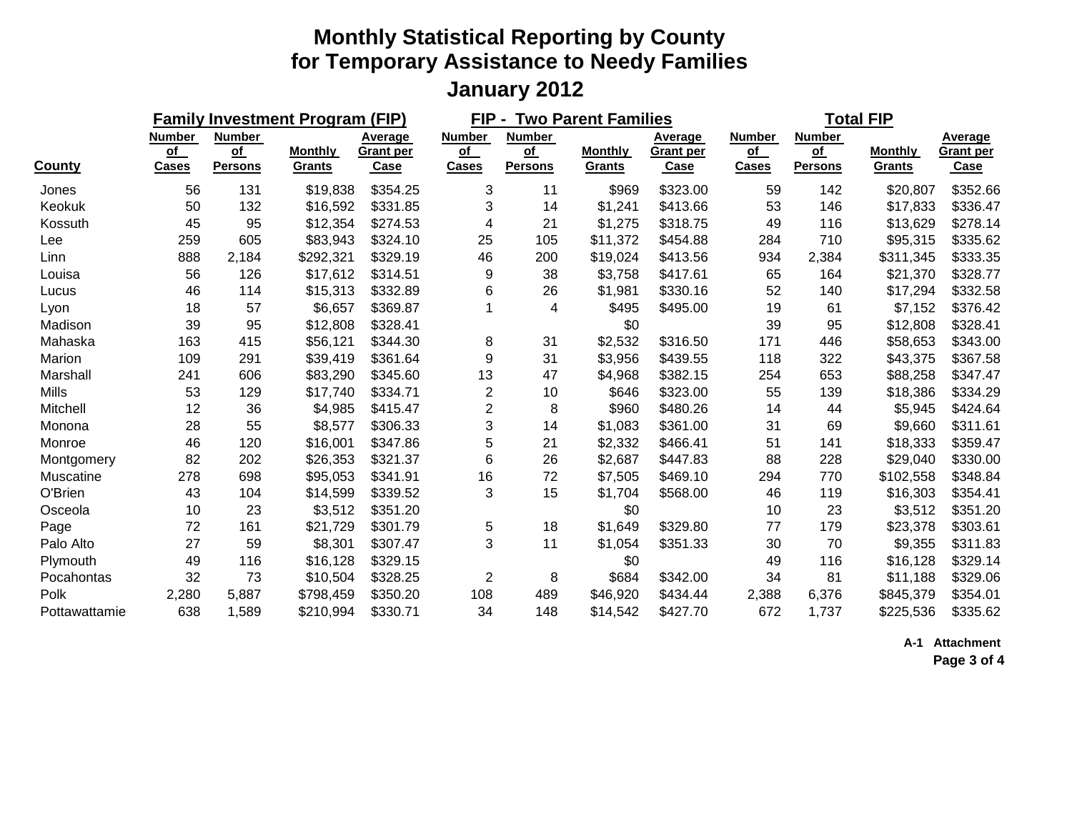# Monthly Statistical Reporting by County
# for Temporary Assistance to Needy Families
## January 2012

| County | Family Investment Program (FIP) | | | | FIP - Two Parent Families | | | | Total FIP | | | |
|---|---|---|---|---|---|---|---|---|---|---|---|---|
| | Number of Cases | Number of Persons | Monthly Grants | Average Grant per Case | Number of Cases | Number of Persons | Monthly Grants | Average Grant per Case | Number of Cases | Number of Persons | Monthly Grants | Average Grant per Case |
| Jones | 56 | 131 | $19,838 | $354.25 | 3 | 11 | $969 | $323.00 | 59 | 142 | $20,807 | $352.66 |
| Keokuk | 50 | 132 | $16,592 | $331.85 | 3 | 14 | $1,241 | $413.66 | 53 | 146 | $17,833 | $336.47 |
| Kossuth | 45 | 95 | $12,354 | $274.53 | 4 | 21 | $1,275 | $318.75 | 49 | 116 | $13,629 | $278.14 |
| Lee | 259 | 605 | $83,943 | $324.10 | 25 | 105 | $11,372 | $454.88 | 284 | 710 | $95,315 | $335.62 |
| Linn | 888 | 2,184 | $292,321 | $329.19 | 46 | 200 | $19,024 | $413.56 | 934 | 2,384 | $311,345 | $333.35 |
| Louisa | 56 | 126 | $17,612 | $314.51 | 9 | 38 | $3,758 | $417.61 | 65 | 164 | $21,370 | $328.77 |
| Lucus | 46 | 114 | $15,313 | $332.89 | 6 | 26 | $1,981 | $330.16 | 52 | 140 | $17,294 | $332.58 |
| Lyon | 18 | 57 | $6,657 | $369.87 | 1 | 4 | $495 | $495.00 | 19 | 61 | $7,152 | $376.42 |
| Madison | 39 | 95 | $12,808 | $328.41 | | | $0 | | 39 | 95 | $12,808 | $328.41 |
| Mahaska | 163 | 415 | $56,121 | $344.30 | 8 | 31 | $2,532 | $316.50 | 171 | 446 | $58,653 | $343.00 |
| Marion | 109 | 291 | $39,419 | $361.64 | 9 | 31 | $3,956 | $439.55 | 118 | 322 | $43,375 | $367.58 |
| Marshall | 241 | 606 | $83,290 | $345.60 | 13 | 47 | $4,968 | $382.15 | 254 | 653 | $88,258 | $347.47 |
| Mills | 53 | 129 | $17,740 | $334.71 | 2 | 10 | $646 | $323.00 | 55 | 139 | $18,386 | $334.29 |
| Mitchell | 12 | 36 | $4,985 | $415.47 | 2 | 8 | $960 | $480.26 | 14 | 44 | $5,945 | $424.64 |
| Monona | 28 | 55 | $8,577 | $306.33 | 3 | 14 | $1,083 | $361.00 | 31 | 69 | $9,660 | $311.61 |
| Monroe | 46 | 120 | $16,001 | $347.86 | 5 | 21 | $2,332 | $466.41 | 51 | 141 | $18,333 | $359.47 |
| Montgomery | 82 | 202 | $26,353 | $321.37 | 6 | 26 | $2,687 | $447.83 | 88 | 228 | $29,040 | $330.00 |
| Muscatine | 278 | 698 | $95,053 | $341.91 | 16 | 72 | $7,505 | $469.10 | 294 | 770 | $102,558 | $348.84 |
| O'Brien | 43 | 104 | $14,599 | $339.52 | 3 | 15 | $1,704 | $568.00 | 46 | 119 | $16,303 | $354.41 |
| Osceola | 10 | 23 | $3,512 | $351.20 | | | $0 | | 10 | 23 | $3,512 | $351.20 |
| Page | 72 | 161 | $21,729 | $301.79 | 5 | 18 | $1,649 | $329.80 | 77 | 179 | $23,378 | $303.61 |
| Palo Alto | 27 | 59 | $8,301 | $307.47 | 3 | 11 | $1,054 | $351.33 | 30 | 70 | $9,355 | $311.83 |
| Plymouth | 49 | 116 | $16,128 | $329.15 | | | $0 | | 49 | 116 | $16,128 | $329.14 |
| Pocahontas | 32 | 73 | $10,504 | $328.25 | 2 | 8 | $684 | $342.00 | 34 | 81 | $11,188 | $329.06 |
| Polk | 2,280 | 5,887 | $798,459 | $350.20 | 108 | 489 | $46,920 | $434.44 | 2,388 | 6,376 | $845,379 | $354.01 |
| Pottawattamie | 638 | 1,589 | $210,994 | $330.71 | 34 | 148 | $14,542 | $427.70 | 672 | 1,737 | $225,536 | $335.62 |

**A-1 Attachment**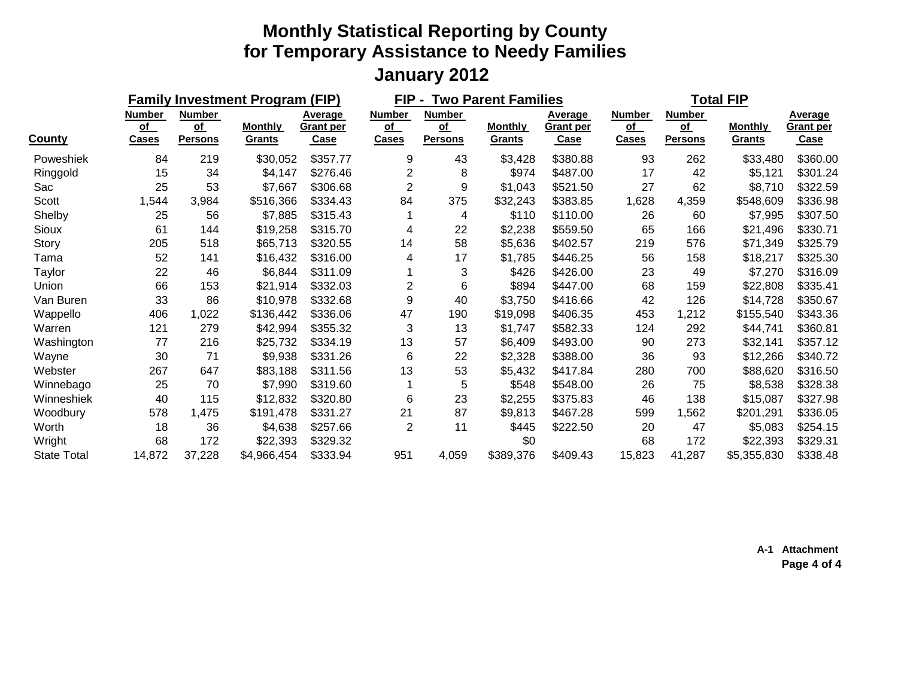# Monthly Statistical Reporting by County for Temporary Assistance to Needy Families

## January 2012

| County | Family Investment Program (FIP) Number of Cases | Number of Persons | Monthly Grants | Average Grant per Case | FIP - Two Parent Families Number of Cases | Number of Persons | Monthly Grants | Average Grant per Case | Total FIP Number of Cases | Number of Persons | Monthly Grants | Average Grant per Case |
|---|---|---|---|---|---|---|---|---|---|---|---|---|
| Poweshiek | 84 | 219 | $30,052 | $357.77 | 9 | 43 | $3,428 | $380.88 | 93 | 262 | $33,480 | $360.00 |
| Ringgold | 15 | 34 | $4,147 | $276.46 | 2 | 8 | $974 | $487.00 | 17 | 42 | $5,121 | $301.24 |
| Sac | 25 | 53 | $7,667 | $306.68 | 2 | 9 | $1,043 | $521.50 | 27 | 62 | $8,710 | $322.59 |
| Scott | 1,544 | 3,984 | $516,366 | $334.43 | 84 | 375 | $32,243 | $383.85 | 1,628 | 4,359 | $548,609 | $336.98 |
| Shelby | 25 | 56 | $7,885 | $315.43 | 1 | 4 | $110 | $110.00 | 26 | 60 | $7,995 | $307.50 |
| Sioux | 61 | 144 | $19,258 | $315.70 | 4 | 22 | $2,238 | $559.50 | 65 | 166 | $21,496 | $330.71 |
| Story | 205 | 518 | $65,713 | $320.55 | 14 | 58 | $5,636 | $402.57 | 219 | 576 | $71,349 | $325.79 |
| Tama | 52 | 141 | $16,432 | $316.00 | 4 | 17 | $1,785 | $446.25 | 56 | 158 | $18,217 | $325.30 |
| Taylor | 22 | 46 | $6,844 | $311.09 | 1 | 3 | $426 | $426.00 | 23 | 49 | $7,270 | $316.09 |
| Union | 66 | 153 | $21,914 | $332.03 | 2 | 6 | $894 | $447.00 | 68 | 159 | $22,808 | $335.41 |
| Van Buren | 33 | 86 | $10,978 | $332.68 | 9 | 40 | $3,750 | $416.66 | 42 | 126 | $14,728 | $350.67 |
| Wappello | 406 | 1,022 | $136,442 | $336.06 | 47 | 190 | $19,098 | $406.35 | 453 | 1,212 | $155,540 | $343.36 |
| Warren | 121 | 279 | $42,994 | $355.32 | 3 | 13 | $1,747 | $582.33 | 124 | 292 | $44,741 | $360.81 |
| Washington | 77 | 216 | $25,732 | $334.19 | 13 | 57 | $6,409 | $493.00 | 90 | 273 | $32,141 | $357.12 |
| Wayne | 30 | 71 | $9,938 | $331.26 | 6 | 22 | $2,328 | $388.00 | 36 | 93 | $12,266 | $340.72 |
| Webster | 267 | 647 | $83,188 | $311.56 | 13 | 53 | $5,432 | $417.84 | 280 | 700 | $88,620 | $316.50 |
| Winnebago | 25 | 70 | $7,990 | $319.60 | 1 | 5 | $548 | $548.00 | 26 | 75 | $8,538 | $328.38 |
| Winneshiek | 40 | 115 | $12,832 | $320.80 | 6 | 23 | $2,255 | $375.83 | 46 | 138 | $15,087 | $327.98 |
| Woodbury | 578 | 1,475 | $191,478 | $331.27 | 21 | 87 | $9,813 | $467.28 | 599 | 1,562 | $201,291 | $336.05 |
| Worth | 18 | 36 | $4,638 | $257.66 | 2 | 11 | $445 | $222.50 | 20 | 47 | $5,083 | $254.15 |
| Wright | 68 | 172 | $22,393 | $329.32 | | | $0 | | 68 | 172 | $22,393 | $329.31 |
| State Total | 14,872 | 37,228 | $4,966,454 | $333.94 | 951 | 4,059 | $389,376 | $409.43 | 15,823 | 41,287 | $5,355,830 | $338.48 |

**A-1 Attachment**